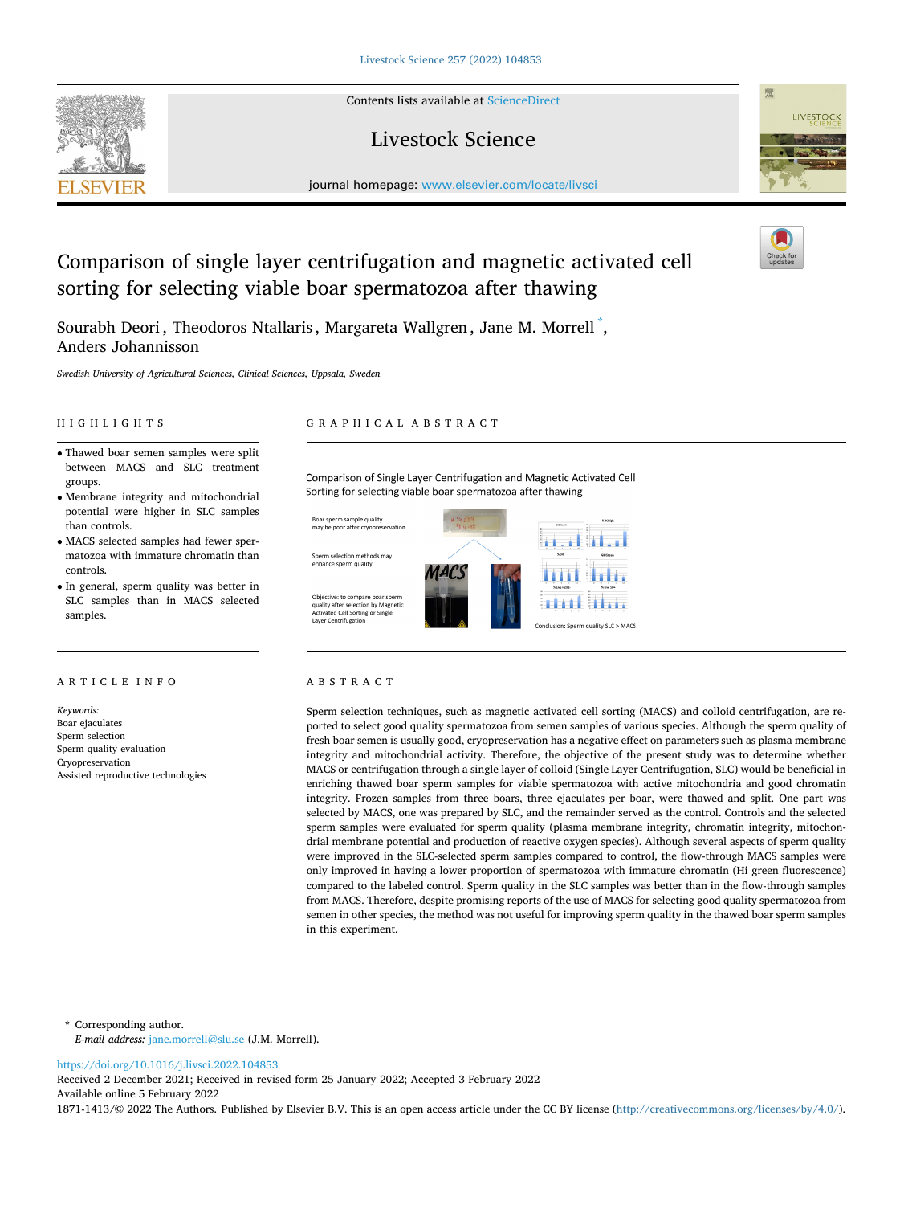# Comparison of single layer centrifugation and magnetic activated cell sorting for selecting viable boar spermatozoa after thawing

Sourabh Deori, Theodoros Ntallaris, Margareta Wallgren, Jane M. Morrell *, Anders Johannisson

*Swedish University of Agricultural Sciences, Clinical Sciences, Uppsala, Sweden*

## HIGHLIGHTS

- Thawed boar semen samples were split between MACS and SLC treatment groups.
- Membrane integrity and mitochondrial potential were higher in SLC samples than controls.
- MACS selected samples had fewer spermatozoa with immature chromatin than controls.
- In general, sperm quality was better in SLC samples than in MACS selected samples.

## ARTICLE INFO

*Keywords:*
Boar ejaculates
Sperm selection
Sperm quality evaluation
Cryopreservation
Assisted reproductive technologies

## ABSTRACT

Sperm selection techniques, such as magnetic activated cell sorting (MACS) and colloid centrifugation, are reported to select good quality spermatozoa from semen samples of various species. Although the sperm quality of fresh boar semen is usually good, cryopreservation has a negative effect on parameters such as plasma membrane integrity and mitochondrial activity. Therefore, the objective of the present study was to determine whether MACS or centrifugation through a single layer of colloid (Single Layer Centrifugation, SLC) would be beneficial in enriching thawed boar sperm samples for viable spermatozoa with active mitochondria and good chromatin integrity. Frozen samples from three boars, three ejaculates per boar, were thawed and split. One part was selected by MACS, one was prepared by SLC, and the remainder served as the control. Controls and the selected sperm samples were evaluated for sperm quality (plasma membrane integrity, chromatin integrity, mitochondrial membrane potential and production of reactive oxygen species). Although several aspects of sperm quality were improved in the SLC-selected sperm samples compared to control, the flow-through MACS samples were only improved in having a lower proportion of spermatozoa with immature chromatin (Hi green fluorescence) compared to the labeled control. Sperm quality in the SLC samples was better than in the flow-through samples from MACS. Therefore, despite promising reports of the use of MACS for selecting good quality spermatozoa from semen in other species, the method was not useful for improving sperm quality in the thawed boar sperm samples in this experiment.

---

\* Corresponding author.
*E-mail address:* jane.morrell@slu.se (J.M. Morrell).

https://doi.org/10.1016/j.livsci.2022.104853
Received 2 December 2021; Received in revised form 25 January 2022; Accepted 3 February 2022
Available online 5 February 2022
1871-1413/© 2022 The Authors. Published by Elsevier B.V. This is an open access article under the CC BY license (http://creativecommons.org/licenses/by/4.0/).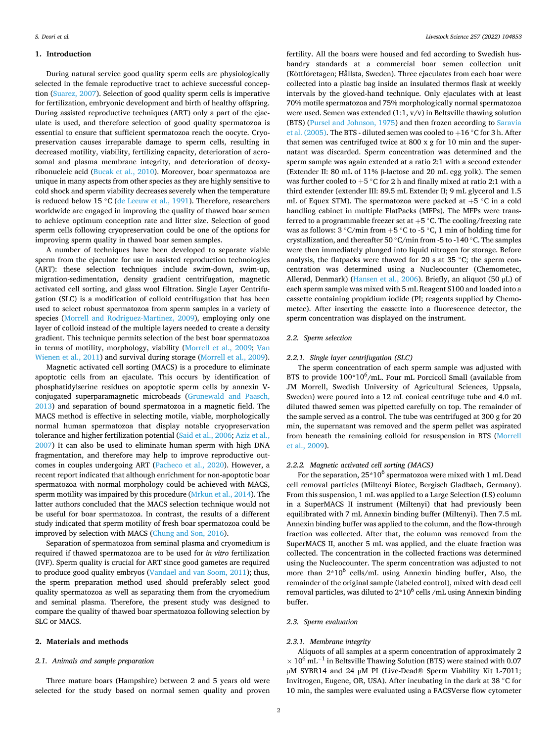## 1. Introduction

During natural service good quality sperm cells are physiologically selected in the female reproductive tract to achieve successful conception (Suarez, 2007). Selection of good quality sperm cells is imperative for fertilization, embryonic development and birth of healthy offspring. During assisted reproductive techniques (ART) only a part of the ejaculate is used, and therefore selection of good quality spermatozoa is essential to ensure that sufficient spermatozoa reach the oocyte. Cryopreservation causes irreparable damage to sperm cells, resulting in decreased motility, viability, fertilizing capacity, deterioration of acrosomal and plasma membrane integrity, and deterioration of deoxyribonucleic acid (Bucak et al., 2010). Moreover, boar spermatozoa are unique in many aspects from other species as they are highly sensitive to cold shock and sperm viability decreases severely when the temperature is reduced below 15 °C (de Leeuw et al., 1991). Therefore, researchers worldwide are engaged in improving the quality of thawed boar semen to achieve optimum conception rate and litter size. Selection of good sperm cells following cryopreservation could be one of the options for improving sperm quality in thawed boar semen samples.

A number of techniques have been developed to separate viable sperm from the ejaculate for use in assisted reproduction technologies (ART): these selection techniques include swim-down, swim-up, migration-sedimentation, density gradient centrifugation, magnetic activated cell sorting, and glass wool filtration. Single Layer Centrifugation (SLC) is a modification of colloid centrifugation that has been used to select robust spermatozoa from sperm samples in a variety of species (Morrell and Rodriguez-Martinez, 2009), employing only one layer of colloid instead of the multiple layers needed to create a density gradient. This technique permits selection of the best boar spermatozoa in terms of motility, morphology, viability (Morrell et al., 2009; Van Wienen et al., 2011) and survival during storage (Morrell et al., 2009).

Magnetic activated cell sorting (MACS) is a procedure to eliminate apoptotic cells from an ejaculate. This occurs by identification of phosphatidylserine residues on apoptotic sperm cells by annexin V-conjugated superparamagnetic microbeads (Grunewald and Paasch, 2013) and separation of bound spermatozoa in a magnetic field. The MACS method is effective in selecting motile, viable, morphologically normal human spermatozoa that display notable cryopreservation tolerance and higher fertilization potential (Said et al., 2006; Aziz et al., 2007) It can also be used to eliminate human sperm with high DNA fragmentation, and therefore may help to improve reproductive outcomes in couples undergoing ART (Pacheco et al., 2020). However, a recent report indicated that although enrichment for non-apoptotic boar spermatozoa with normal morphology could be achieved with MACS, sperm motility was impaired by this procedure (Mrkun et al., 2014). The latter authors concluded that the MACS selection technique would not be useful for boar spermatozoa. In contrast, the results of a different study indicated that sperm motility of fresh boar spermatozoa could be improved by selection with MACS (Chung and Son, 2016).

Separation of spermatozoa from seminal plasma and cryomedium is required if thawed spermatozoa are to be used for *in vitro* fertilization (IVF). Sperm quality is crucial for ART since good gametes are required to produce good quality embryos (Vandael and van Soom, 2011); thus, the sperm preparation method used should preferably select good quality spermatozoa as well as separating them from the cryomedium and seminal plasma. Therefore, the present study was designed to compare the quality of thawed boar spermatozoa following selection by SLC or MACS.

## 2. Materials and methods

### 2.1. Animals and sample preparation

Three mature boars (Hampshire) between 2 and 5 years old were selected for the study based on normal semen quality and proven fertility. All the boars were housed and fed according to Swedish husbandry standards at a commercial boar semen collection unit (Köttföretagen; Hållsta, Sweden). Three ejaculates from each boar were collected into a plastic bag inside an insulated thermos flask at weekly intervals by the gloved-hand technique. Only ejaculates with at least 70% motile spermatozoa and 75% morphologically normal spermatozoa were used. Semen was extended (1:1, v/v) in Beltsville thawing solution (BTS) (Pursel and Johnson, 1975) and then frozen according to Saravia et al. (2005). The BTS - diluted semen was cooled to +16 °C for 3 h. After that semen was centrifuged twice at 800 x g for 10 min and the supernatant was discarded. Sperm concentration was determined and the sperm sample was again extended at a ratio 2:1 with a second extender (Extender II: 80 mL of 11% β-lactose and 20 mL egg yolk). The semen was further cooled to +5 °C for 2 h and finally mixed at ratio 2:1 with a third extender (extender III: 89.5 mL Extender II; 9 mL glycerol and 1.5 mL of Equex STM). The spermatozoa were packed at +5 °C in a cold handling cabinet in multiple FlatPacks (MFPs). The MFPs were transferred to a programmable freezer set at +5 °C. The cooling/freezing rate was as follows: 3 °C/min from +5 °C to -5 °C, 1 min of holding time for crystallization, and thereafter 50 °C/min from -5 to -140 °C. The samples were then immediately plunged into liquid nitrogen for storage. Before analysis, the flatpacks were thawed for 20 s at 35 °C; the sperm concentration was determined using a Nucleocounter (Chemometec, Allerød, Denmark) (Hansen et al., 2006). Briefly, an aliquot (50 μL) of each sperm sample was mixed with 5 mL Reagent S100 and loaded into a cassette containing propidium iodide (PI; reagents supplied by Chemometec). After inserting the cassette into a fluorescence detector, the sperm concentration was displayed on the instrument.

### 2.2. Sperm selection

#### 2.2.1. Single layer centrifugation (SLC)

The sperm concentration of each sperm sample was adjusted with BTS to provide $100*10^6$/mL. Four mL Porcicoll Small (available from JM Morrell, Swedish University of Agricultural Sciences, Uppsala, Sweden) were poured into a 12 mL conical centrifuge tube and 4.0 mL diluted thawed semen was pipetted carefully on top. The remainder of the sample served as a control. The tube was centrifuged at 300 g for 20 min, the supernatant was removed and the sperm pellet was aspirated from beneath the remaining colloid for resuspension in BTS (Morrell et al., 2009).

#### 2.2.2. Magnetic activated cell sorting (MACS)

For the separation, $25*10^6$ spermatozoa were mixed with 1 mL Dead cell removal particles (Miltenyi Biotec, Bergisch Gladbach, Germany). From this suspension, 1 mL was applied to a Large Selection (LS) column in a SuperMACS II instrument (Miltenyi) that had previously been equilibrated with 7 mL Annexin binding buffer (Miltenyi). Then 7.5 mL Annexin binding buffer was applied to the column, and the flow-through fraction was collected. After that, the column was removed from the SuperMACS II, another 5 mL was applied, and the eluate fraction was collected. The concentration in the collected fractions was determined using the Nucleocounter. The sperm concentration was adjusted to not more than $2*10^6$ cells/mL using Annexin binding buffer, Also, the remainder of the original sample (labeled control), mixed with dead cell removal particles, was diluted to $2*10^6$ cells /mL using Annexin binding buffer.

### 2.3. Sperm evaluation

#### 2.3.1. Membrane integrity

Aliquots of all samples at a sperm concentration of approximately $2 \times 10^6$ $mL^{-1}$ in Beltsville Thawing Solution (BTS) were stained with 0.07 μM SYBR14 and 24 μM PI (Live-Dead® Sperm Viability Kit L-7011; Invitrogen, Eugene, OR, USA). After incubating in the dark at 38 °C for 10 min, the samples were evaluated using a FACSVerse flow cytometer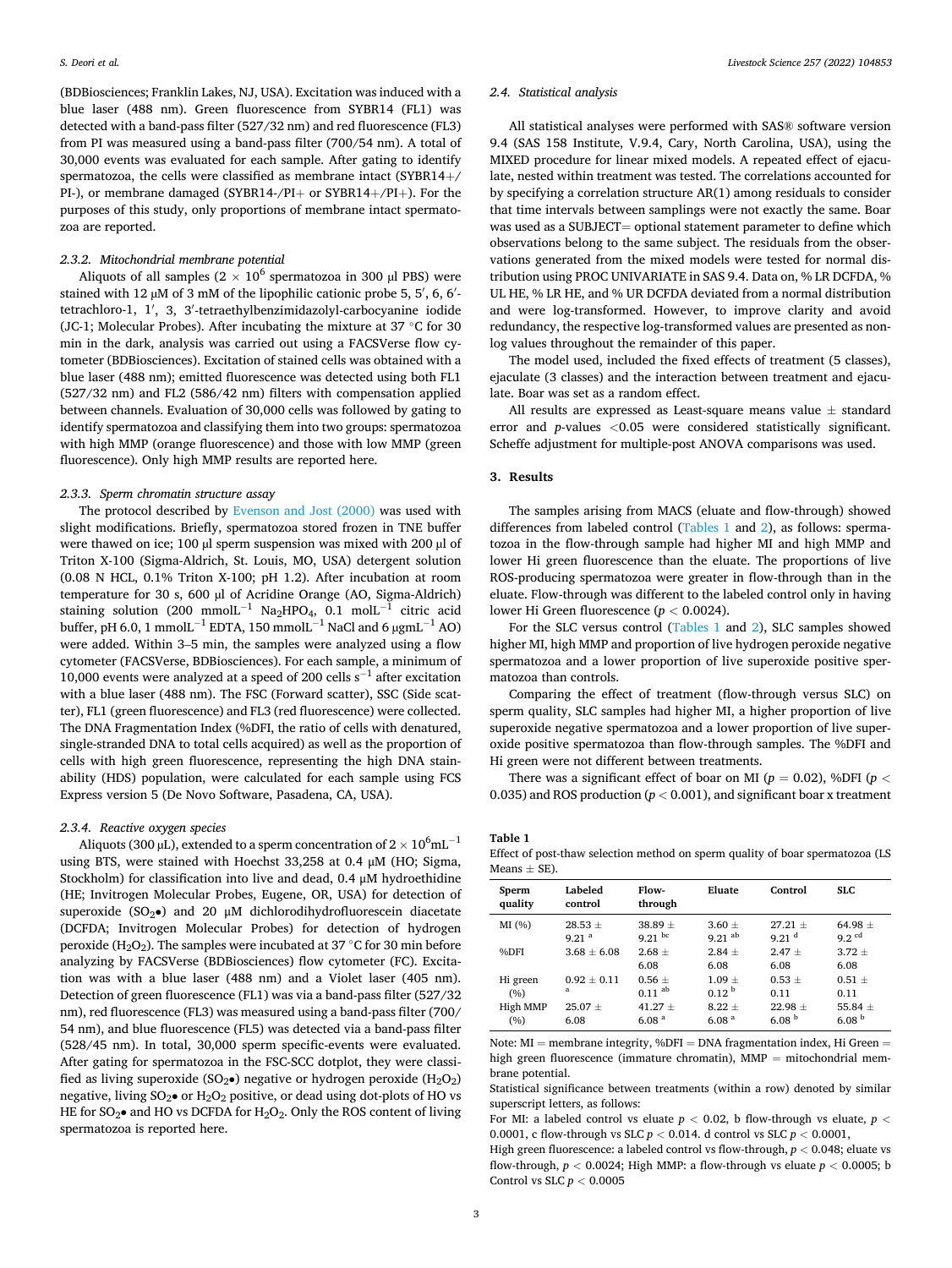(BDBiosciences; Franklin Lakes, NJ, USA). Excitation was induced with a blue laser (488 nm). Green fluorescence from SYBR14 (FL1) was detected with a band-pass filter (527/32 nm) and red fluorescence (FL3) from PI was measured using a band-pass filter (700/54 nm). A total of 30,000 events was evaluated for each sample. After gating to identify spermatozoa, the cells were classified as membrane intact (SYBR14+/PI-), or membrane damaged (SYBR14-/PI+ or SYBR14+/PI+). For the purposes of this study, only proportions of membrane intact spermatozoa are reported.

#### 2.3.2. Mitochondrial membrane potential

Aliquots of all samples ($2 \times 10^6$ spermatozoa in 300 µl PBS) were stained with 12 µM of 3 mM of the lipophilic cationic probe 5, 5′, 6, 6′-tetrachloro-1, 1′, 3, 3′-tetraethylbenzimidazolyl-carbocyanine iodide (JC-1; Molecular Probes). After incubating the mixture at 37 °C for 30 min in the dark, analysis was carried out using a FACSVerse flow cytometer (BDBiosciences). Excitation of stained cells was obtained with a blue laser (488 nm); emitted fluorescence was detected using both FL1 (527/32 nm) and FL2 (586/42 nm) filters with compensation applied between channels. Evaluation of 30,000 cells was followed by gating to identify spermatozoa and classifying them into two groups: spermatozoa with high MMP (orange fluorescence) and those with low MMP (green fluorescence). Only high MMP results are reported here.

#### 2.3.3. Sperm chromatin structure assay

The protocol described by Evenson and Jost (2000) was used with slight modifications. Briefly, spermatozoa stored frozen in TNE buffer were thawed on ice; 100 µl sperm suspension was mixed with 200 µl of Triton X-100 (Sigma-Aldrich, St. Louis, MO, USA) detergent solution (0.08 N HCL, 0.1% Triton X-100; pH 1.2). After incubation at room temperature for 30 s, 600 µl of Acridine Orange (AO, Sigma-Aldrich) staining solution (200 mmol$L^{-1}$ $Na_2HPO_4$, 0.1 mol$L^{-1}$ citric acid buffer, pH 6.0, 1 mmol$L^{-1}$ EDTA, 150 mmol$L^{-1}$ NaCl and 6 µg$mL^{-1}$ AO) were added. Within 3–5 min, the samples were analyzed using a flow cytometer (FACSVerse, BDBiosciences). For each sample, a minimum of 10,000 events were analyzed at a speed of 200 cells $s^{-1}$ after excitation with a blue laser (488 nm). The FSC (Forward scatter), SSC (Side scatter), FL1 (green fluorescence) and FL3 (red fluorescence) were collected. The DNA Fragmentation Index (%DFI, the ratio of cells with denatured, single-stranded DNA to total cells acquired) as well as the proportion of cells with high green fluorescence, representing the high DNA stainability (HDS) population, were calculated for each sample using FCS Express version 5 (De Novo Software, Pasadena, CA, USA).

#### 2.3.4. Reactive oxygen species

Aliquots (300 µL), extended to a sperm concentration of $2 \times 10^6$m$L^{-1}$ using BTS, were stained with Hoechst 33,258 at 0.4 µM (HO; Sigma, Stockholm) for classification into live and dead, 0.4 µM hydroethidine (HE; Invitrogen Molecular Probes, Eugene, OR, USA) for detection of superoxide ($SO_2$•) and 20 µM dichlorodihydrofluorescein diacetate (DCFDA; Invitrogen Molecular Probes) for detection of hydrogen peroxide ($H_2O_2$). The samples were incubated at 37 °C for 30 min before analyzing by FACSVerse (BDBiosciences) flow cytometer (FC). Excitation was with a blue laser (488 nm) and a Violet laser (405 nm). Detection of green fluorescence (FL1) was via a band-pass filter (527/32 nm), red fluorescence (FL3) was measured using a band-pass filter (700/54 nm), and blue fluorescence (FL5) was detected via a band-pass filter (528/45 nm). In total, 30,000 sperm specific-events were evaluated. After gating for spermatozoa in the FSC-SCC dotplot, they were classified as living superoxide ($SO_2$•) negative or hydrogen peroxide ($H_2O_2$) negative, living $SO_2$• or $H_2O_2$ positive, or dead using dot-plots of HO vs HE for $SO_2$• and HO vs DCFDA for $H_2O_2$. Only the ROS content of living spermatozoa is reported here.

### 2.4. Statistical analysis

All statistical analyses were performed with SAS® software version 9.4 (SAS 158 Institute, V.9.4, Cary, North Carolina, USA), using the MIXED procedure for linear mixed models. A repeated effect of ejaculate, nested within treatment was tested. The correlations accounted for by specifying a correlation structure AR(1) among residuals to consider that time intervals between samplings were not exactly the same. Boar was used as a SUBJECT= optional statement parameter to define which observations belong to the same subject. The residuals from the observations generated from the mixed models were tested for normal distribution using PROC UNIVARIATE in SAS 9.4. Data on, % LR DCFDA, % UL HE, % LR HE, and % UR DCFDA deviated from a normal distribution and were log-transformed. However, to improve clarity and avoid redundancy, the respective log-transformed values are presented as non-log values throughout the remainder of this paper.

The model used, included the fixed effects of treatment (5 classes), ejaculate (3 classes) and the interaction between treatment and ejaculate. Boar was set as a random effect.

All results are expressed as Least-square means value ± standard error and $p$-values <0.05 were considered statistically significant. Scheffe adjustment for multiple-post ANOVA comparisons was used.

## 3. Results

The samples arising from MACS (eluate and flow-through) showed differences from labeled control (Tables 1 and 2), as follows: spermatozoa in the flow-through sample had higher MI and high MMP and lower Hi green fluorescence than the eluate. The proportions of live ROS-producing spermatozoa were greater in flow-through than in the eluate. Flow-through was different to the labeled control only in having lower Hi Green fluorescence ($p < 0.0024$).

For the SLC versus control (Tables 1 and 2), SLC samples showed higher MI, high MMP and proportion of live hydrogen peroxide negative spermatozoa and a lower proportion of live superoxide positive spermatozoa than controls.

Comparing the effect of treatment (flow-through versus SLC) on sperm quality, SLC samples had higher MI, a higher proportion of live superoxide negative spermatozoa and a lower proportion of live superoxide positive spermatozoa than flow-through samples. The %DFI and Hi green were not different between treatments.

There was a significant effect of boar on MI ($p = 0.02$), %DFI ($p < 0.035$) and ROS production ($p < 0.001$), and significant boar x treatment

**Table 1**
Effect of post-thaw selection method on sperm quality of boar spermatozoa (LS Means ± SE).

| Sperm quality | Labeled control | Flow-through | Eluate | Control | SLC |
|---|---|---|---|---|---|
| MI (%) | 28.53 ± 9.21 [a] | 38.89 ± 9.21 [bc] | 3.60 ± 9.21 [ab] | 27.21 ± 9.21 [d] | 64.98 ± 9.2 [cd] |
| %DFI | 3.68 ± 6.08 | 2.68 ± 6.08 | 2.84 ± 6.08 | 2.47 ± 6.08 | 3.72 ± 6.08 |
| Hi green (%) | 0.92 ± 0.11 [a] | 0.56 ± 0.11 [ab] | 1.09 ± 0.12 [b] | 0.53 ± 0.11 | 0.51 ± 0.11 |
| High MMP (%) | 25.07 ± 6.08 | 41.27 ± 6.08 [a] | 8.22 ± 6.08 [a] | 22.98 ± 6.08 [b] | 55.84 ± 6.08 [b] |

Note: MI = membrane integrity, %DFI = DNA fragmentation index, Hi Green = high green fluorescence (immature chromatin), MMP = mitochondrial membrane potential.

Statistical significance between treatments (within a row) denoted by similar superscript letters, as follows:

For MI: a labeled control vs eluate $p < 0.02$, b flow-through vs eluate, $p < 0.0001$, c flow-through vs SLC $p < 0.014$. d control vs SLC $p < 0.0001$,

High green fluorescence: a labeled control vs flow-through, $p < 0.048$; eluate vs flow-through, $p < 0.0024$; High MMP: a flow-through vs eluate $p < 0.0005$; b Control vs SLC $p < 0.0005$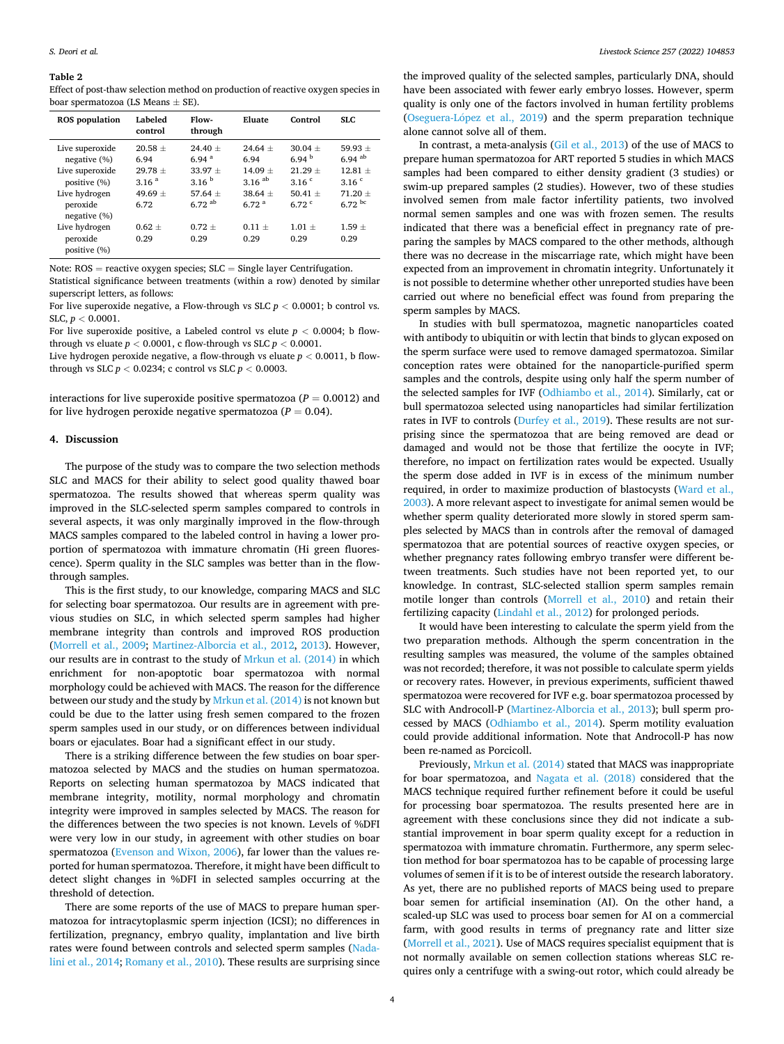**Table 2**
Effect of post-thaw selection method on production of reactive oxygen species in boar spermatozoa (LS Means ± SE).

| ROS population | Labeled control | Flow-through | Eluate | Control | SLC |
|---|---|---|---|---|---|
| Live superoxide negative (%) | 20.58 ± 6.94 | 24.40 ± 6.94 [a] | 24.64 ± 6.94 | 30.04 ± 6.94 [b] | 59.93 ± 6.94 [ab] |
| Live superoxide positive (%) | 29.78 ± 3.16 [a] | 33.97 ± 3.16 [b] | 14.09 ± 3.16 [ab] | 21.29 ± 3.16 [c] | 12.81 ± 3.16 [c] |
| Live hydrogen peroxide negative (%) | 49.69 ± 6.72 | 57.64 ± 6.72 [ab] | 38.64 ± 6.72 [a] | 50.41 ± 6.72 [c] | 71.20 ± 6.72 [bc] |
| Live hydrogen peroxide positive (%) | 0.62 ± 0.29 | 0.72 ± 0.29 | 0.11 ± 0.29 | 1.01 ± 0.29 | 1.59 ± 0.29 |

Note: ROS = reactive oxygen species; SLC = Single layer Centrifugation.
Statistical significance between treatments (within a row) denoted by similar superscript letters, as follows:
For live superoxide negative, a Flow-through vs SLC $p < 0.0001$; b control vs. SLC, $p < 0.0001$.
For live superoxide positive, a Labeled control vs elute $p < 0.0004$; b flow-through vs eluate $p < 0.0001$, c flow-through vs SLC $p < 0.0001$.
Live hydrogen peroxide negative, a flow-through vs eluate $p < 0.0011$, b flow-through vs SLC $p < 0.0234$; c control vs SLC $p < 0.0003$.

interactions for live superoxide positive spermatozoa ($P = 0.0012$) and for live hydrogen peroxide negative spermatozoa ($P = 0.04$).

## 4. Discussion

The purpose of the study was to compare the two selection methods SLC and MACS for their ability to select good quality thawed boar spermatozoa. The results showed that whereas sperm quality was improved in the SLC-selected sperm samples compared to controls in several aspects, it was only marginally improved in the flow-through MACS samples compared to the labeled control in having a lower proportion of spermatozoa with immature chromatin (Hi green fluorescence). Sperm quality in the SLC samples was better than in the flow-through samples.

This is the first study, to our knowledge, comparing MACS and SLC for selecting boar spermatozoa. Our results are in agreement with previous studies on SLC, in which selected sperm samples had higher membrane integrity than controls and improved ROS production (Morrell et al., 2009; Martinez-Alborcia et al., 2012, 2013). However, our results are in contrast to the study of Mrkun et al. (2014) in which enrichment for non-apoptotic boar spermatozoa with normal morphology could be achieved with MACS. The reason for the difference between our study and the study by Mrkun et al. (2014) is not known but could be due to the latter using fresh semen compared to the frozen sperm samples used in our study, or on differences between individual boars or ejaculates. Boar had a significant effect in our study.

There is a striking difference between the few studies on boar spermatozoa selected by MACS and the studies on human spermatozoa. Reports on selecting human spermatozoa by MACS indicated that membrane integrity, motility, normal morphology and chromatin integrity were improved in samples selected by MACS. The reason for the differences between the two species is not known. Levels of %DFI were very low in our study, in agreement with other studies on boar spermatozoa (Evenson and Wixon, 2006), far lower than the values reported for human spermatozoa. Therefore, it might have been difficult to detect slight changes in %DFI in selected samples occurring at the threshold of detection.

There are some reports of the use of MACS to prepare human spermatozoa for intracytoplasmic sperm injection (ICSI); no differences in fertilization, pregnancy, embryo quality, implantation and live birth rates were found between controls and selected sperm samples (Nadalini et al., 2014; Romany et al., 2010). These results are surprising since the improved quality of the selected samples, particularly DNA, should have been associated with fewer early embryo losses. However, sperm quality is only one of the factors involved in human fertility problems (Oseguera-López et al., 2019) and the sperm preparation technique alone cannot solve all of them.

In contrast, a meta-analysis (Gil et al., 2013) of the use of MACS to prepare human spermatozoa for ART reported 5 studies in which MACS samples had been compared to either density gradient (3 studies) or swim-up prepared samples (2 studies). However, two of these studies involved semen from male factor infertility patients, two involved normal semen samples and one was with frozen semen. The results indicated that there was a beneficial effect in pregnancy rate of preparing the samples by MACS compared to the other methods, although there was no decrease in the miscarriage rate, which might have been expected from an improvement in chromatin integrity. Unfortunately it is not possible to determine whether other unreported studies have been carried out where no beneficial effect was found from preparing the sperm samples by MACS.

In studies with bull spermatozoa, magnetic nanoparticles coated with antibody to ubiquitin or with lectin that binds to glycan exposed on the sperm surface were used to remove damaged spermatozoa. Similar conception rates were obtained for the nanoparticle-purified sperm samples and the controls, despite using only half the sperm number of the selected samples for IVF (Odhiambo et al., 2014). Similarly, cat or bull spermatozoa selected using nanoparticles had similar fertilization rates in IVF to controls (Durfey et al., 2019). These results are not surprising since the spermatozoa that are being removed are dead or damaged and would not be those that fertilize the oocyte in IVF; therefore, no impact on fertilization rates would be expected. Usually the sperm dose added in IVF is in excess of the minimum number required, in order to maximize production of blastocysts (Ward et al., 2003). A more relevant aspect to investigate for animal semen would be whether sperm quality deteriorated more slowly in stored sperm samples selected by MACS than in controls after the removal of damaged spermatozoa that are potential sources of reactive oxygen species, or whether pregnancy rates following embryo transfer were different between treatments. Such studies have not been reported yet, to our knowledge. In contrast, SLC-selected stallion sperm samples remain motile longer than controls (Morrell et al., 2010) and retain their fertilizing capacity (Lindahl et al., 2012) for prolonged periods.

It would have been interesting to calculate the sperm yield from the two preparation methods. Although the sperm concentration in the resulting samples was measured, the volume of the samples obtained was not recorded; therefore, it was not possible to calculate sperm yields or recovery rates. However, in previous experiments, sufficient thawed spermatozoa were recovered for IVF e.g. boar spermatozoa processed by SLC with Androcoll-P (Martinez-Alborcia et al., 2013); bull sperm processed by MACS (Odhiambo et al., 2014). Sperm motility evaluation could provide additional information. Note that Androcoll-P has now been re-named as Porcicoll.

Previously, Mrkun et al. (2014) stated that MACS was inappropriate for boar spermatozoa, and Nagata et al. (2018) considered that the MACS technique required further refinement before it could be useful for processing boar spermatozoa. The results presented here are in agreement with these conclusions since they did not indicate a substantial improvement in boar sperm quality except for a reduction in spermatozoa with immature chromatin. Furthermore, any sperm selection method for boar spermatozoa has to be capable of processing large volumes of semen if it is to be of interest outside the research laboratory. As yet, there are no published reports of MACS being used to prepare boar semen for artificial insemination (AI). On the other hand, a scaled-up SLC was used to process boar semen for AI on a commercial farm, with good results in terms of pregnancy rate and litter size (Morrell et al., 2021). Use of MACS requires specialist equipment that is not normally available on semen collection stations whereas SLC requires only a centrifuge with a swing-out rotor, which could already be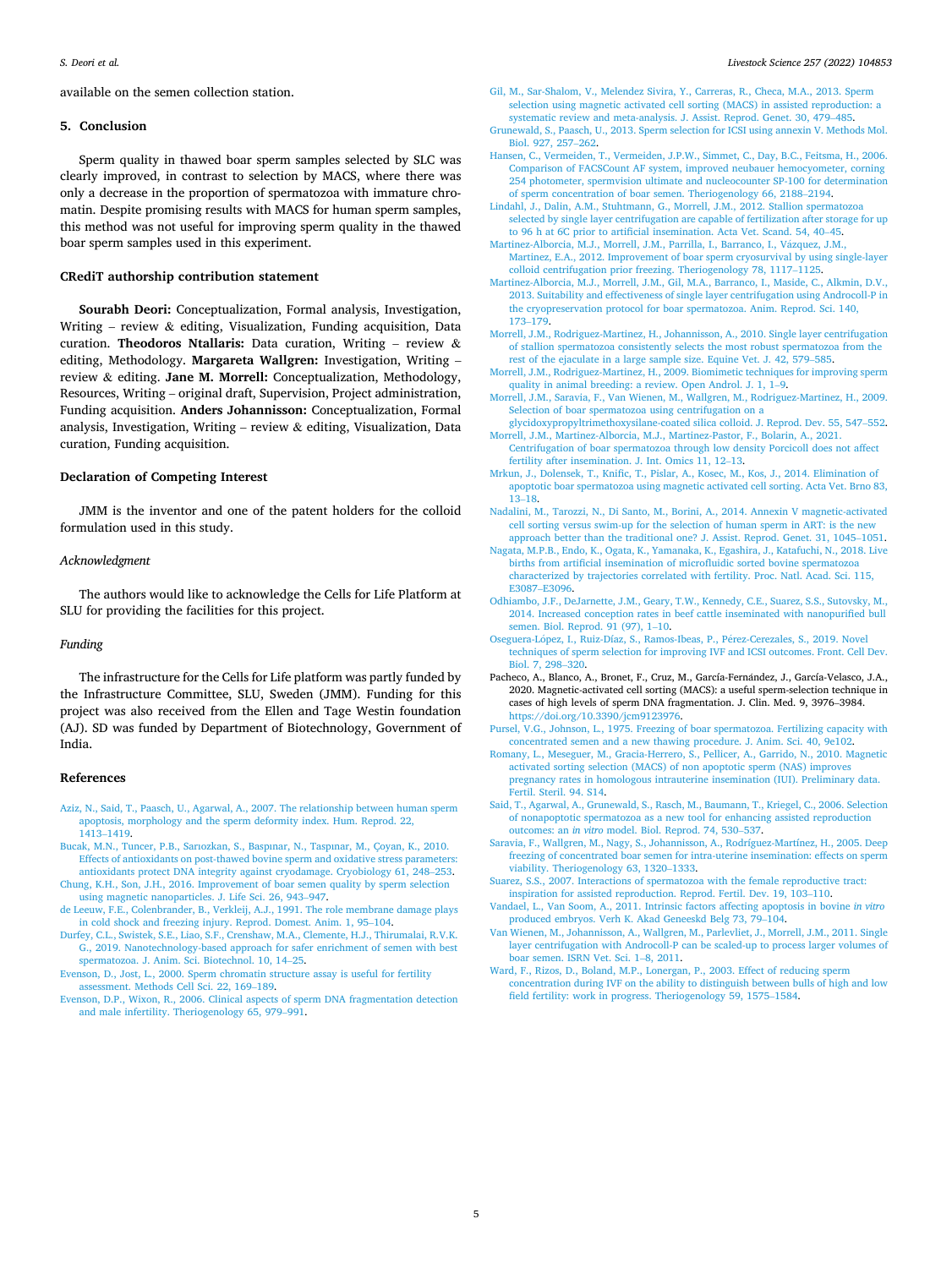available on the semen collection station.

## 5. Conclusion

Sperm quality in thawed boar sperm samples selected by SLC was clearly improved, in contrast to selection by MACS, where there was only a decrease in the proportion of spermatozoa with immature chromatin. Despite promising results with MACS for human sperm samples, this method was not useful for improving sperm quality in the thawed boar sperm samples used in this experiment.

## CRediT authorship contribution statement

**Sourabh Deori:** Conceptualization, Formal analysis, Investigation, Writing – review & editing, Visualization, Funding acquisition, Data curation. **Theodoros Ntallaris:** Data curation, Writing – review & editing, Methodology. **Margareta Wallgren:** Investigation, Writing – review & editing. **Jane M. Morrell:** Conceptualization, Methodology, Resources, Writing – original draft, Supervision, Project administration, Funding acquisition. **Anders Johannisson:** Conceptualization, Formal analysis, Investigation, Writing – review & editing, Visualization, Data curation, Funding acquisition.

## Declaration of Competing Interest

JMM is the inventor and one of the patent holders for the colloid formulation used in this study.

### *Acknowledgment*

The authors would like to acknowledge the Cells for Life Platform at SLU for providing the facilities for this project.

### *Funding*

The infrastructure for the Cells for Life platform was partly funded by the Infrastructure Committee, SLU, Sweden (JMM). Funding for this project was also received from the Ellen and Tage Westin foundation (AJ). SD was funded by Department of Biotechnology, Government of India.

## References

Aziz, N., Said, T., Paasch, U., Agarwal, A., 2007. The relationship between human sperm apoptosis, morphology and the sperm deformity index. Hum. Reprod. 22, 1413–1419.

Bucak, M.N., Tuncer, P.B., Sarıozkan, S., Baspınar, N., Taspınar, M., Çoyan, K., 2010. Effects of antioxidants on post-thawed bovine sperm and oxidative stress parameters: antioxidants protect DNA integrity against cryodamage. Cryobiology 61, 248–253.

Chung, K.H., Son, J.H., 2016. Improvement of boar semen quality by sperm selection using magnetic nanoparticles. J. Life Sci. 26, 943–947.

de Leeuw, F.E., Colenbrander, B., Verkleij, A.J., 1991. The role membrane damage plays in cold shock and freezing injury. Reprod. Domest. Anim. 1, 95–104.

Durfey, C.L., Swistek, S.E., Liao, S.F., Crenshaw, M.A., Clemente, H.J., Thirumalai, R.V.K. G., 2019. Nanotechnology-based approach for safer enrichment of semen with best spermatozoa. J. Anim. Sci. Biotechnol. 10, 14–25.

Evenson, D., Jost, L., 2000. Sperm chromatin structure assay is useful for fertility assessment. Methods Cell Sci. 22, 169–189.

Evenson, D.P., Wixon, R., 2006. Clinical aspects of sperm DNA fragmentation detection and male infertility. Theriogenology 65, 979–991.

Gil, M., Sar-Shalom, V., Melendez Sivira, Y., Carreras, R., Checa, M.A., 2013. Sperm selection using magnetic activated cell sorting (MACS) in assisted reproduction: a systematic review and meta-analysis. J. Assist. Reprod. Genet. 30, 479–485.

Grunewald, S., Paasch, U., 2013. Sperm selection for ICSI using annexin V. Methods Mol. Biol. 927, 257–262.

Hansen, C., Vermeiden, T., Vermeiden, J.P.W., Simmet, C., Day, B.C., Feitsma, H., 2006. Comparison of FACSCount AF system, improved neubauer hemocyometer, corning 254 photometer, spermvision ultimate and nucleocounter SP-100 for determination of sperm concentration of boar semen. Theriogenology 66, 2188–2194.

Lindahl, J., Dalin, A.M., Stuhtmann, G., Morrell, J.M., 2012. Stallion spermatozoa selected by single layer centrifugation are capable of fertilization after storage for up to 96 h at 6C prior to artificial insemination. Acta Vet. Scand. 54, 40–45.

Martinez-Alborcia, M.J., Morrell, J.M., Parrilla, I., Barranco, I., Vázquez, J.M., Martinez, E.A., 2012. Improvement of boar sperm cryosurvival by using single-layer colloid centrifugation prior freezing. Theriogenology 78, 1117–1125.

Martinez-Alborcia, M.J., Morrell, J.M., Gil, M.A., Barranco, I., Maside, C., Alkmin, D.V., 2013. Suitability and effectiveness of single layer centrifugation using Androcoll-P in the cryopreservation protocol for boar spermatozoa. Anim. Reprod. Sci. 140, 173–179.

Morrell, J.M., Rodriguez-Martinez, H., Johannisson, A., 2010. Single layer centrifugation of stallion spermatozoa consistently selects the most robust spermatozoa from the rest of the ejaculate in a large sample size. Equine Vet. J. 42, 579–585.

Morrell, J.M., Rodriguez-Martinez, H., 2009. Biomimetic techniques for improving sperm quality in animal breeding: a review. Open Androl. J. 1, 1–9.

Morrell, J.M., Saravia, F., Van Wienen, M., Wallgren, M., Rodriguez-Martinez, H., 2009. Selection of boar spermatozoa using centrifugation on a glycidoxypropyltrimethoxysilane-coated silica colloid. J. Reprod. Dev. 55, 547–552.

Morrell, J.M., Martinez-Alborcia, M.J., Martinez-Pastor, F., Bolarin, A., 2021. Centrifugation of boar spermatozoa through low density Porcicoll does not affect fertility after insemination. J. Int. Omics 11, 12–13.

Mrkun, J., Dolensek, T., Knific, T., Pislar, A., Kosec, M., Kos, J., 2014. Elimination of apoptotic boar spermatozoa using magnetic activated cell sorting. Acta Vet. Brno 83, 13–18.

Nadalini, M., Tarozzi, N., Di Santo, M., Borini, A., 2014. Annexin V magnetic-activated cell sorting versus swim-up for the selection of human sperm in ART: is the new approach better than the traditional one? J. Assist. Reprod. Genet. 31, 1045–1051.

Nagata, M.P.B., Endo, K., Ogata, K., Yamanaka, K., Egashira, J., Katafuchi, N., 2018. Live births from artificial insemination of microfluidic sorted bovine spermatozoa characterized by trajectories correlated with fertility. Proc. Natl. Acad. Sci. 115, E3087–E3096.

Odhiambo, J.F., DeJarnette, J.M., Geary, T.W., Kennedy, C.E., Suarez, S.S., Sutovsky, M., 2014. Increased conception rates in beef cattle inseminated with nanopurified bull semen. Biol. Reprod. 91 (97), 1–10.

Oseguera-López, I., Ruiz-Díaz, S., Ramos-Ibeas, P., Pérez-Cerezales, S., 2019. Novel techniques of sperm selection for improving IVF and ICSI outcomes. Front. Cell Dev. Biol. 7, 298–320.

Pacheco, A., Blanco, A., Bronet, F., Cruz, M., García-Fernández, J., García-Velasco, J.A., 2020. Magnetic-activated cell sorting (MACS): a useful sperm-selection technique in cases of high levels of sperm DNA fragmentation. J. Clin. Med. 9, 3976–3984. https://doi.org/10.3390/jcm9123976.

Pursel, V.G., Johnson, L., 1975. Freezing of boar spermatozoa. Fertilizing capacity with concentrated semen and a new thawing procedure. J. Anim. Sci. 40, 9e102.

Romany, L., Meseguer, M., Gracia-Herrero, S., Pellicer, A., Garrido, N., 2010. Magnetic activated sorting selection (MACS) of non apoptotic sperm (NAS) improves pregnancy rates in homologous intrauterine insemination (IUI). Preliminary data. Fertil. Steril. 94. S14.

Said, T., Agarwal, A., Grunewald, S., Rasch, M., Baumann, T., Kriegel, C., 2006. Selection of nonapoptotic spermatozoa as a new tool for enhancing assisted reproduction outcomes: an *in vitro* model. Biol. Reprod. 74, 530–537.

Saravia, F., Wallgren, M., Nagy, S., Johannisson, A., Rodríguez-Martínez, H., 2005. Deep freezing of concentrated boar semen for intra-uterine insemination: effects on sperm viability. Theriogenology 63, 1320–1333.

Suarez, S.S., 2007. Interactions of spermatozoa with the female reproductive tract: inspiration for assisted reproduction. Reprod. Fertil. Dev. 19, 103–110.

Vandael, L., Van Soom, A., 2011. Intrinsic factors affecting apoptosis in bovine *in vitro* produced embryos. Verh K Akad Geneeskd Belg 73, 79–104.

Van Wienen, M., Johannisson, A., Wallgren, M., Parlevliet, J., Morrell, J.M., 2011. Single layer centrifugation with Androcoll-P can be scaled-up to process larger volumes of boar semen. ISRN Vet. Sci. 1–8, 2011.

Ward, F., Rizos, D., Boland, M.P., Lonergan, P., 2003. Effect of reducing sperm concentration during IVF on the ability to distinguish between bulls of high and low field fertility: work in progress. Theriogenology 59, 1575–1584.